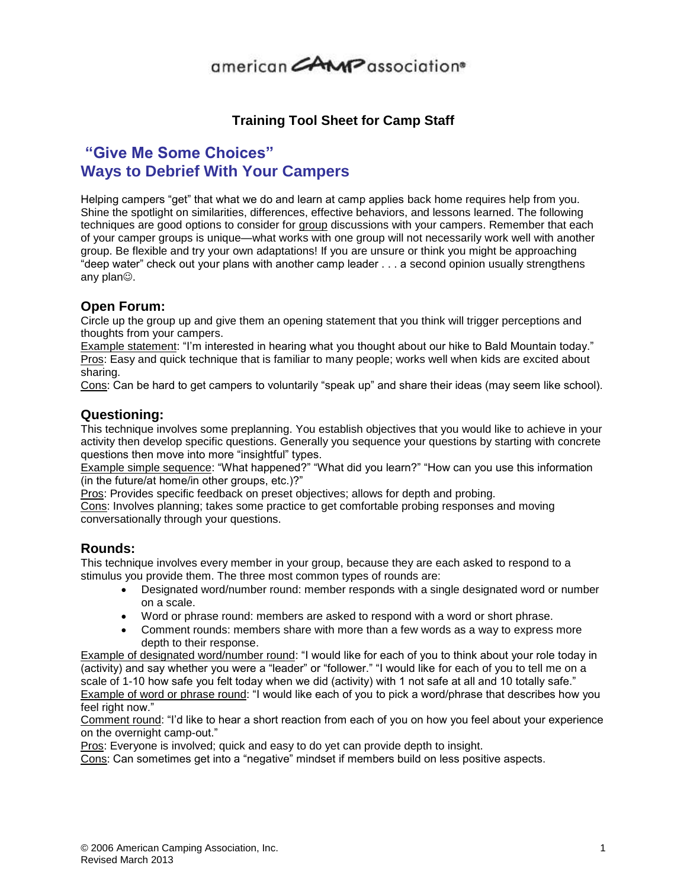american CAMP association®

**Training Tool Sheet for Camp Staff**

## "Give Me Some Choices"
## Ways to Debrief With Your Campers

Helping campers "get" that what we do and learn at camp applies back home requires help from you. Shine the spotlight on similarities, differences, effective behaviors, and lessons learned. The following techniques are good options to consider for group discussions with your campers. Remember that each of your camper groups is unique—what works with one group will not necessarily work well with another group. Be flexible and try your own adaptations! If you are unsure or think you might be approaching "deep water" check out your plans with another camp leader . . . a second opinion usually strengthens any plan☺.

### Open Forum:

Circle up the group up and give them an opening statement that you think will trigger perceptions and thoughts from your campers.

Example statement: "I'm interested in hearing what you thought about our hike to Bald Mountain today."

Pros: Easy and quick technique that is familiar to many people; works well when kids are excited about sharing.

Cons: Can be hard to get campers to voluntarily "speak up" and share their ideas (may seem like school).

### Questioning:

This technique involves some preplanning. You establish objectives that you would like to achieve in your activity then develop specific questions. Generally you sequence your questions by starting with concrete questions then move into more "insightful" types.

Example simple sequence: "What happened?" "What did you learn?" "How can you use this information (in the future/at home/in other groups, etc.)?"

Pros: Provides specific feedback on preset objectives; allows for depth and probing.

Cons: Involves planning; takes some practice to get comfortable probing responses and moving conversationally through your questions.

### Rounds:

This technique involves every member in your group, because they are each asked to respond to a stimulus you provide them. The three most common types of rounds are:

- Designated word/number round: member responds with a single designated word or number on a scale.
- Word or phrase round: members are asked to respond with a word or short phrase.
- Comment rounds: members share with more than a few words as a way to express more depth to their response.

Example of designated word/number round: "I would like for each of you to think about your role today in (activity) and say whether you were a "leader" or "follower." "I would like for each of you to tell me on a scale of 1-10 how safe you felt today when we did (activity) with 1 not safe at all and 10 totally safe."

Example of word or phrase round: "I would like each of you to pick a word/phrase that describes how you feel right now."

Comment round: "I'd like to hear a short reaction from each of you on how you feel about your experience on the overnight camp-out."

Pros: Everyone is involved; quick and easy to do yet can provide depth to insight.

Cons: Can sometimes get into a "negative" mindset if members build on less positive aspects.

© 2006 American Camping Association, Inc.
Revised March 2013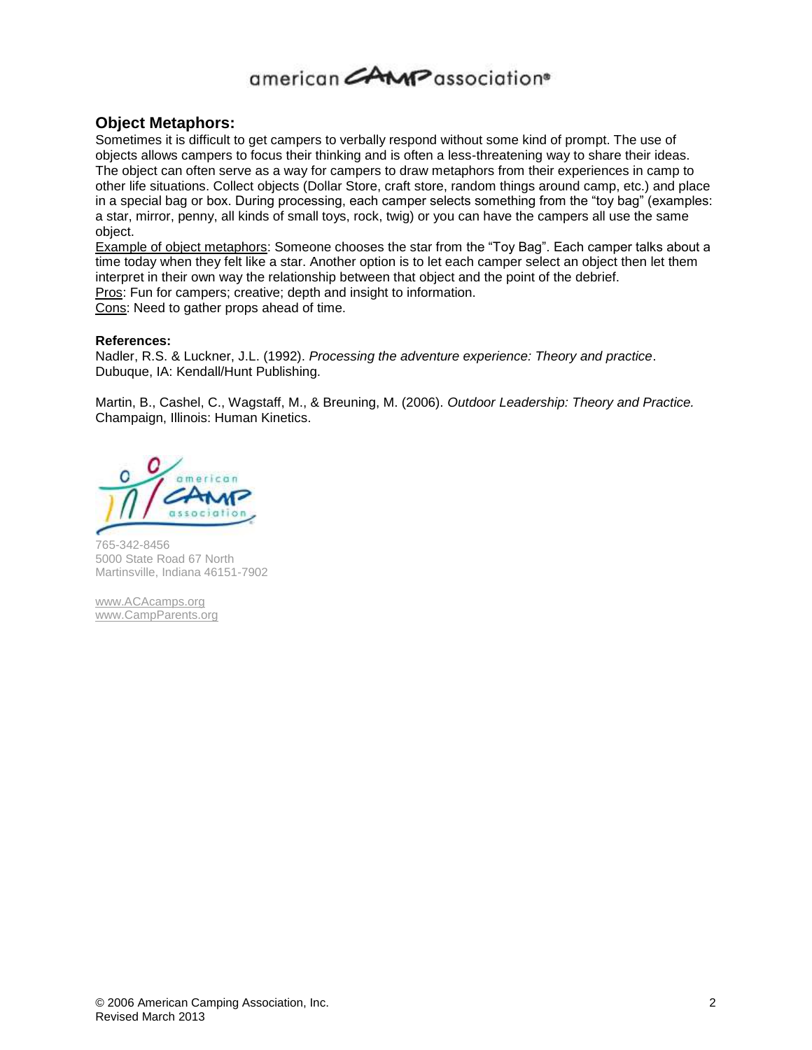## Object Metaphors:

Sometimes it is difficult to get campers to verbally respond without some kind of prompt. The use of objects allows campers to focus their thinking and is often a less-threatening way to share their ideas. The object can often serve as a way for campers to draw metaphors from their experiences in camp to other life situations. Collect objects (Dollar Store, craft store, random things around camp, etc.) and place in a special bag or box. During processing, each camper selects something from the "toy bag" (examples: a star, mirror, penny, all kinds of small toys, rock, twig) or you can have the campers all use the same object.

Example of object metaphors: Someone chooses the star from the "Toy Bag". Each camper talks about a time today when they felt like a star. Another option is to let each camper select an object then let them interpret in their own way the relationship between that object and the point of the debrief.

Pros: Fun for campers; creative; depth and insight to information.

Cons: Need to gather props ahead of time.

**References:**

Nadler, R.S. & Luckner, J.L. (1992). *Processing the adventure experience: Theory and practice*. Dubuque, IA: Kendall/Hunt Publishing.

Martin, B., Cashel, C., Wagstaff, M., & Breuning, M. (2006). *Outdoor Leadership: Theory and Practice.* Champaign, Illinois: Human Kinetics.

765-342-8456
5000 State Road 67 North
Martinsville, Indiana 46151-7902

www.ACAcamps.org
www.CampParents.org

© 2006 American Camping Association, Inc.
Revised March 2013